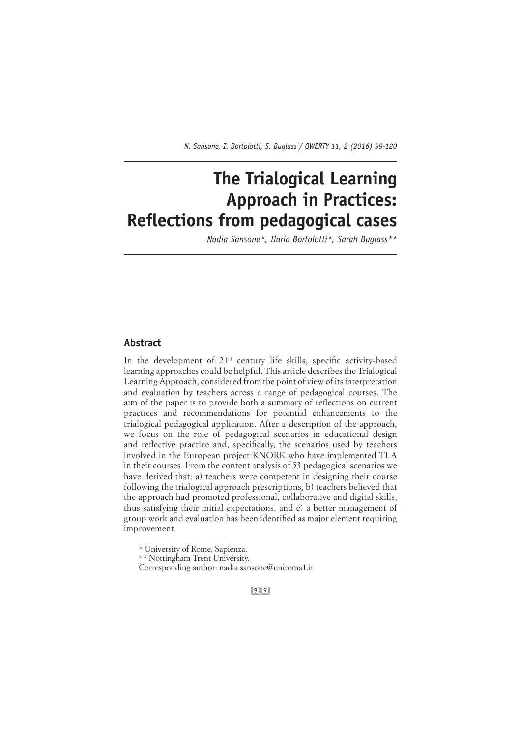# The Trialogical Learning Approach in Practices: Reflections from pedagogical cases

*Nadia Sansone\*, Ilaria Bortolotti\*, Sarah Buglass\*\**

## Abstract

In the development of 21st century life skills, specific activity-based learning approaches could be helpful. This article describes the Trialogical Learning Approach, considered from the point of view of its interpretation and evaluation by teachers across a range of pedagogical courses. The aim of the paper is to provide both a summary of reflections on current practices and recommendations for potential enhancements to the trialogical pedagogical application. After a description of the approach, we focus on the role of pedagogical scenarios in educational design and reflective practice and, specifically, the scenarios used by teachers involved in the European project KNORK who have implemented TLA in their courses. From the content analysis of 53 pedagogical scenarios we have derived that: a) teachers were competent in designing their course following the trialogical approach prescriptions, b) teachers believed that the approach had promoted professional, collaborative and digital skills, thus satisfying their initial expectations, and c) a better management of group work and evaluation has been identified as major element requiring improvement.

\* University of Rome, Sapienza.
\*\* Nottingham Trent University.
Corresponding author: nadia.sansone@uniroma1.it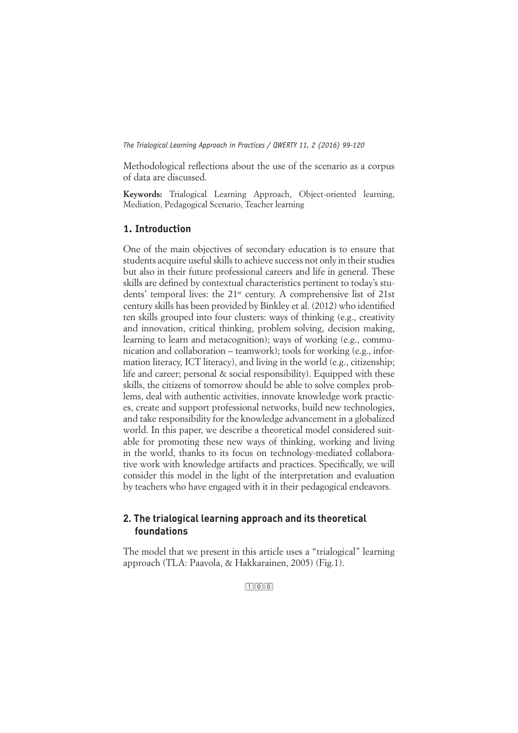Methodological reflections about the use of the scenario as a corpus of data are discussed.

**Keywords:** Trialogical Learning Approach, Object-oriented learning, Mediation, Pedagogical Scenario, Teacher learning

## 1. Introduction

One of the main objectives of secondary education is to ensure that students acquire useful skills to achieve success not only in their studies but also in their future professional careers and life in general. These skills are defined by contextual characteristics pertinent to today's students' temporal lives: the 21st century. A comprehensive list of 21st century skills has been provided by Binkley et al. (2012) who identified ten skills grouped into four clusters: ways of thinking (e.g., creativity and innovation, critical thinking, problem solving, decision making, learning to learn and metacognition); ways of working (e.g., communication and collaboration – teamwork); tools for working (e.g., information literacy, ICT literacy), and living in the world (e.g., citizenship; life and career; personal & social responsibility). Equipped with these skills, the citizens of tomorrow should be able to solve complex problems, deal with authentic activities, innovate knowledge work practices, create and support professional networks, build new technologies, and take responsibility for the knowledge advancement in a globalized world. In this paper, we describe a theoretical model considered suitable for promoting these new ways of thinking, working and living in the world, thanks to its focus on technology-mediated collaborative work with knowledge artifacts and practices. Specifically, we will consider this model in the light of the interpretation and evaluation by teachers who have engaged with it in their pedagogical endeavors.

## 2. The trialogical learning approach and its theoretical foundations

The model that we present in this article uses a "trialogical" learning approach (TLA: Paavola, & Hakkarainen, 2005) (Fig.1).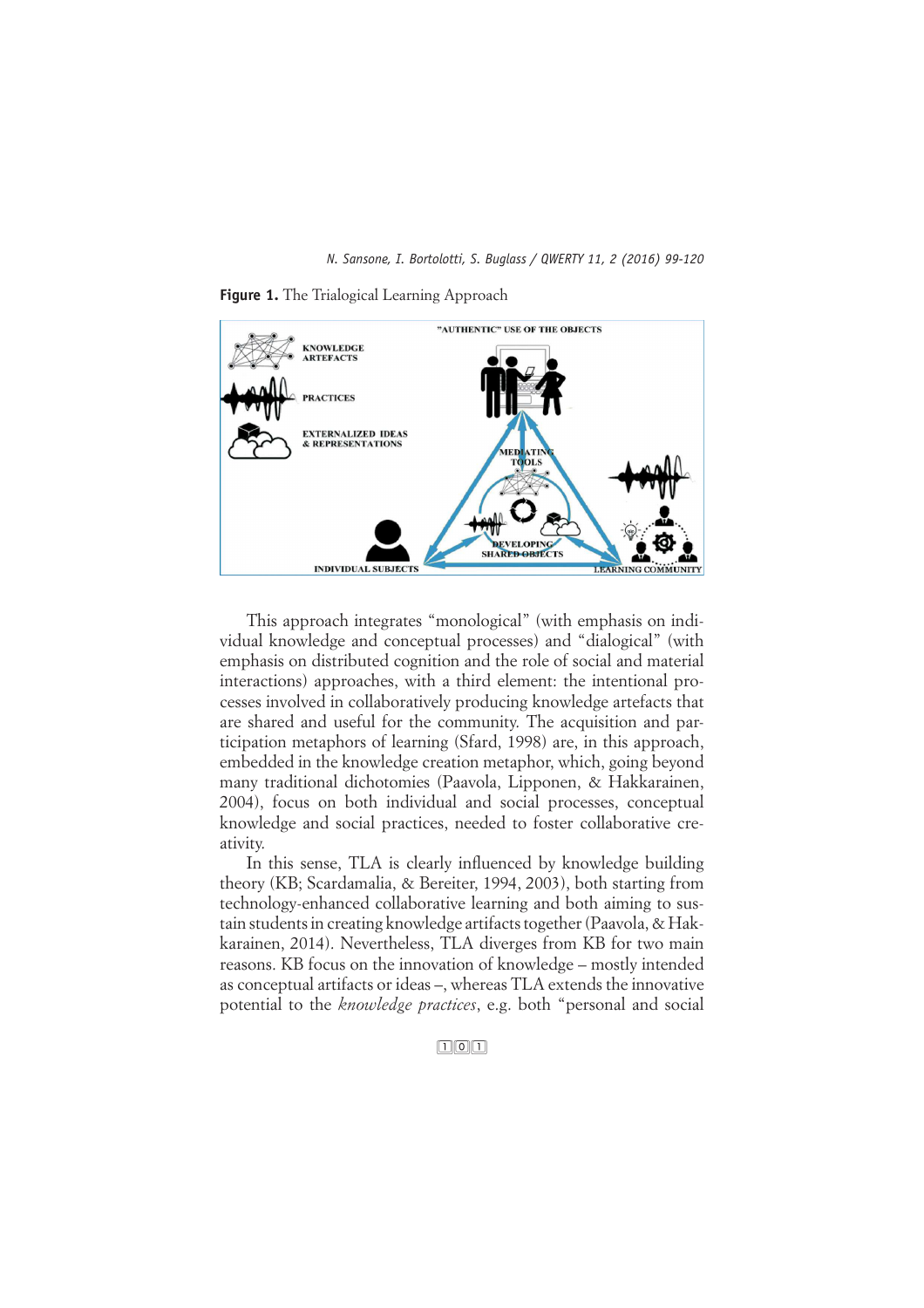**Figure 1.** The Trialogical Learning Approach

This approach integrates "monological" (with emphasis on individual knowledge and conceptual processes) and "dialogical" (with emphasis on distributed cognition and the role of social and material interactions) approaches, with a third element: the intentional processes involved in collaboratively producing knowledge artefacts that are shared and useful for the community. The acquisition and participation metaphors of learning (Sfard, 1998) are, in this approach, embedded in the knowledge creation metaphor, which, going beyond many traditional dichotomies (Paavola, Lipponen, & Hakkarainen, 2004), focus on both individual and social processes, conceptual knowledge and social practices, needed to foster collaborative creativity.

In this sense, TLA is clearly influenced by knowledge building theory (KB; Scardamalia, & Bereiter, 1994, 2003), both starting from technology-enhanced collaborative learning and both aiming to sustain students in creating knowledge artifacts together (Paavola, & Hakkarainen, 2014). Nevertheless, TLA diverges from KB for two main reasons. KB focus on the innovation of knowledge – mostly intended as conceptual artifacts or ideas –, whereas TLA extends the innovative potential to the *knowledge practices*, e.g. both "personal and social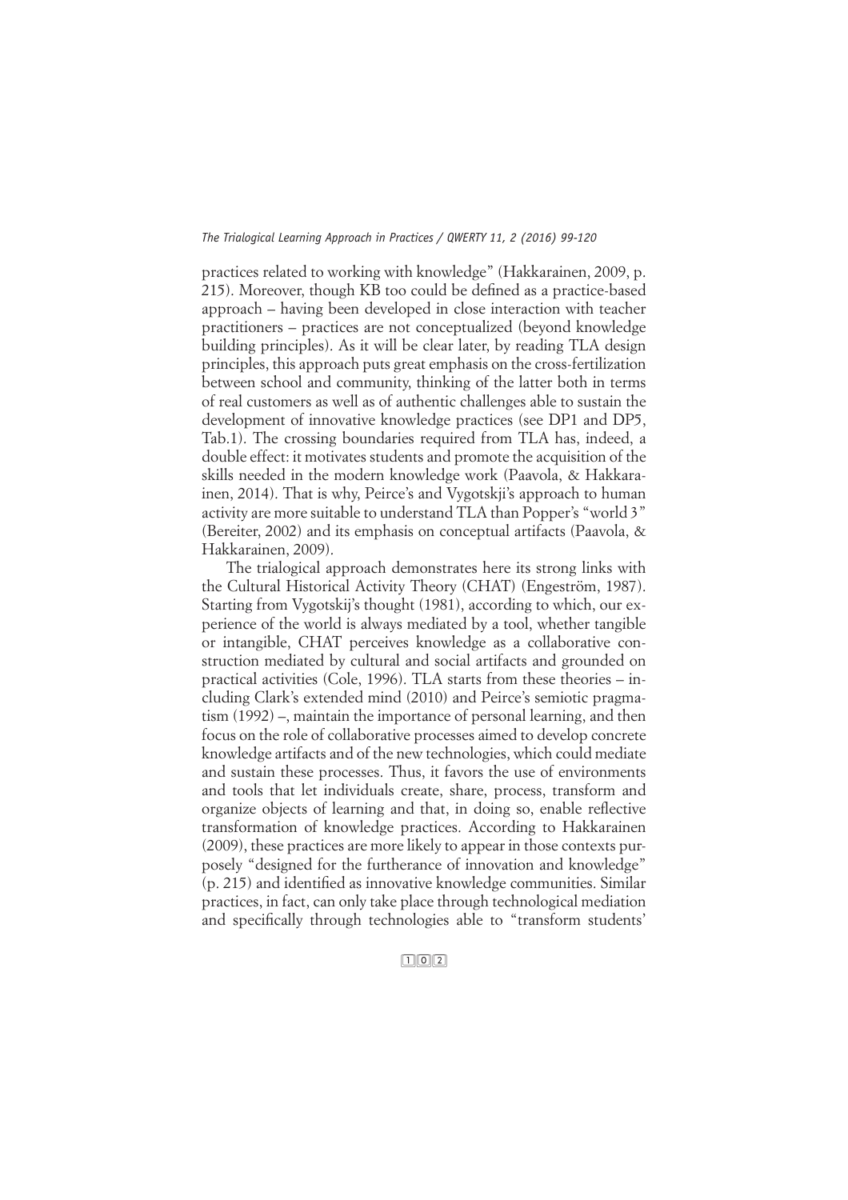practices related to working with knowledge" (Hakkarainen, 2009, p. 215). Moreover, though KB too could be defined as a practice-based approach – having been developed in close interaction with teacher practitioners – practices are not conceptualized (beyond knowledge building principles). As it will be clear later, by reading TLA design principles, this approach puts great emphasis on the cross-fertilization between school and community, thinking of the latter both in terms of real customers as well as of authentic challenges able to sustain the development of innovative knowledge practices (see DP1 and DP5, Tab.1). The crossing boundaries required from TLA has, indeed, a double effect: it motivates students and promote the acquisition of the skills needed in the modern knowledge work (Paavola, & Hakkarainen, 2014). That is why, Peirce's and Vygotskji's approach to human activity are more suitable to understand TLA than Popper's "world 3" (Bereiter, 2002) and its emphasis on conceptual artifacts (Paavola, & Hakkarainen, 2009).

The trialogical approach demonstrates here its strong links with the Cultural Historical Activity Theory (CHAT) (Engeström, 1987). Starting from Vygotskij's thought (1981), according to which, our experience of the world is always mediated by a tool, whether tangible or intangible, CHAT perceives knowledge as a collaborative construction mediated by cultural and social artifacts and grounded on practical activities (Cole, 1996). TLA starts from these theories – including Clark's extended mind (2010) and Peirce's semiotic pragmatism (1992) –, maintain the importance of personal learning, and then focus on the role of collaborative processes aimed to develop concrete knowledge artifacts and of the new technologies, which could mediate and sustain these processes. Thus, it favors the use of environments and tools that let individuals create, share, process, transform and organize objects of learning and that, in doing so, enable reflective transformation of knowledge practices. According to Hakkarainen (2009), these practices are more likely to appear in those contexts purposely "designed for the furtherance of innovation and knowledge" (p. 215) and identified as innovative knowledge communities. Similar practices, in fact, can only take place through technological mediation and specifically through technologies able to "transform students'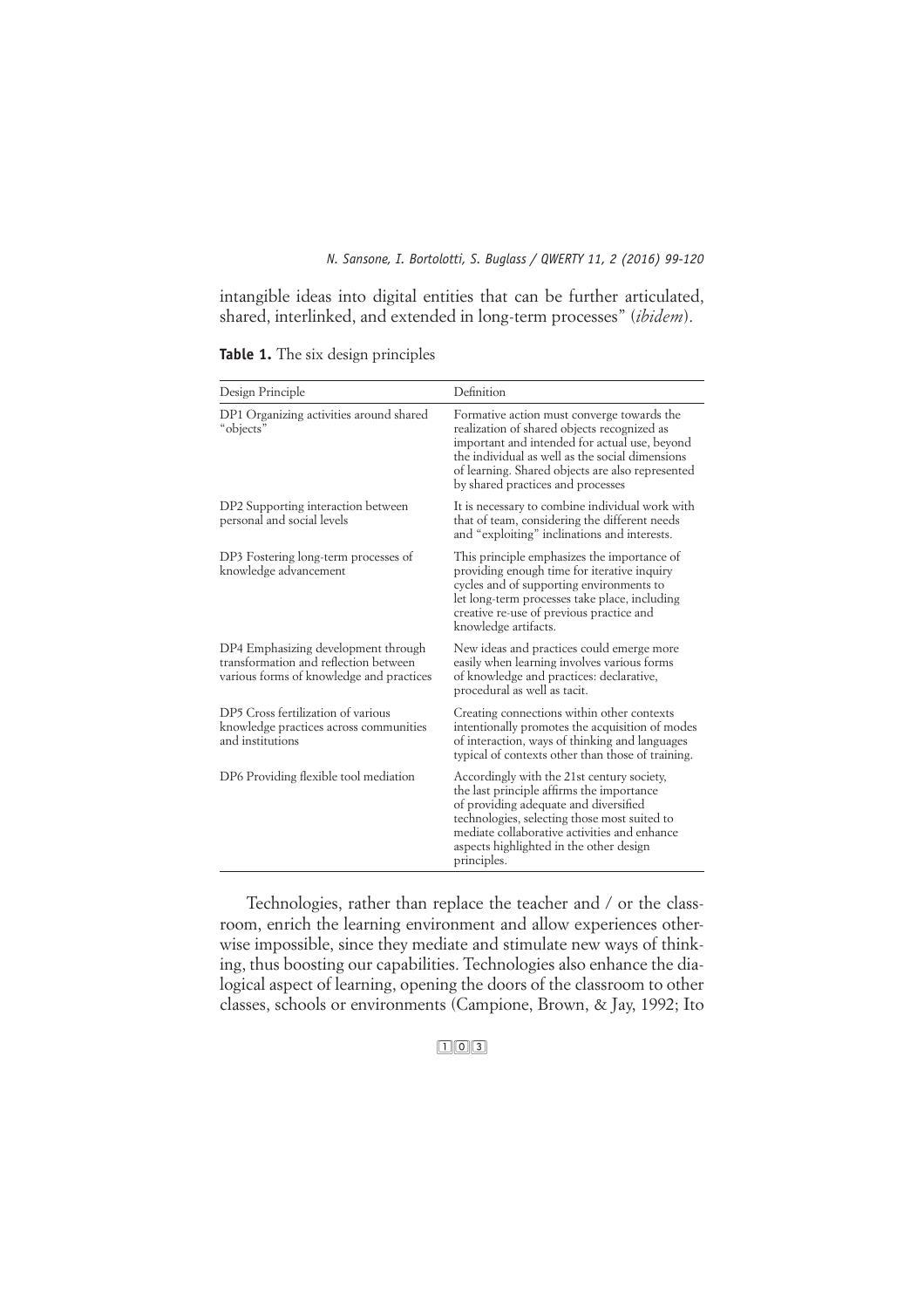intangible ideas into digital entities that can be further articulated, shared, interlinked, and extended in long-term processes" (*ibidem*).

**Table 1.** The six design principles

| Design Principle | Definition |
|---|---|
| DP1 Organizing activities around shared "objects" | Formative action must converge towards the realization of shared objects recognized as important and intended for actual use, beyond the individual as well as the social dimensions of learning. Shared objects are also represented by shared practices and processes |
| DP2 Supporting interaction between personal and social levels | It is necessary to combine individual work with that of team, considering the different needs and "exploiting" inclinations and interests. |
| DP3 Fostering long-term processes of knowledge advancement | This principle emphasizes the importance of providing enough time for iterative inquiry cycles and of supporting environments to let long-term processes take place, including creative re-use of previous practice and knowledge artifacts. |
| DP4 Emphasizing development through transformation and reflection between various forms of knowledge and practices | New ideas and practices could emerge more easily when learning involves various forms of knowledge and practices: declarative, procedural as well as tacit. |
| DP5 Cross fertilization of various knowledge practices across communities and institutions | Creating connections within other contexts intentionally promotes the acquisition of modes of interaction, ways of thinking and languages typical of contexts other than those of training. |
| DP6 Providing flexible tool mediation | Accordingly with the 21st century society, the last principle affirms the importance of providing adequate and diversified technologies, selecting those most suited to mediate collaborative activities and enhance aspects highlighted in the other design principles. |

Technologies, rather than replace the teacher and / or the classroom, enrich the learning environment and allow experiences otherwise impossible, since they mediate and stimulate new ways of thinking, thus boosting our capabilities. Technologies also enhance the dialogical aspect of learning, opening the doors of the classroom to other classes, schools or environments (Campione, Brown, & Jay, 1992; Ito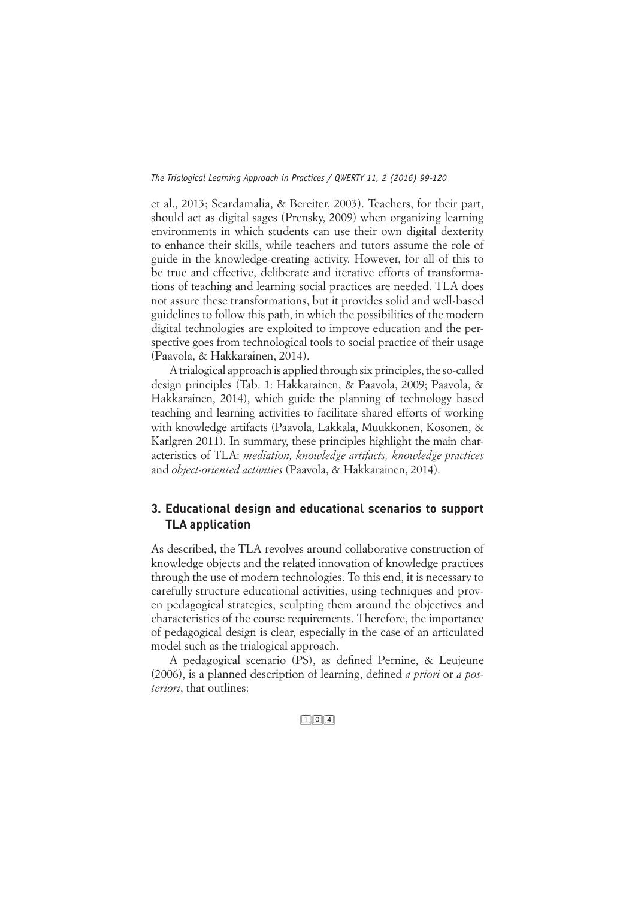et al., 2013; Scardamalia, & Bereiter, 2003). Teachers, for their part, should act as digital sages (Prensky, 2009) when organizing learning environments in which students can use their own digital dexterity to enhance their skills, while teachers and tutors assume the role of guide in the knowledge-creating activity. However, for all of this to be true and effective, deliberate and iterative efforts of transformations of teaching and learning social practices are needed. TLA does not assure these transformations, but it provides solid and well-based guidelines to follow this path, in which the possibilities of the modern digital technologies are exploited to improve education and the perspective goes from technological tools to social practice of their usage (Paavola, & Hakkarainen, 2014).

A trialogical approach is applied through six principles, the so-called design principles (Tab. 1: Hakkarainen, & Paavola, 2009; Paavola, & Hakkarainen, 2014), which guide the planning of technology based teaching and learning activities to facilitate shared efforts of working with knowledge artifacts (Paavola, Lakkala, Muukkonen, Kosonen, & Karlgren 2011). In summary, these principles highlight the main characteristics of TLA: *mediation, knowledge artifacts, knowledge practices* and *object-oriented activities* (Paavola, & Hakkarainen, 2014).

## 3. Educational design and educational scenarios to support TLA application

As described, the TLA revolves around collaborative construction of knowledge objects and the related innovation of knowledge practices through the use of modern technologies. To this end, it is necessary to carefully structure educational activities, using techniques and proven pedagogical strategies, sculpting them around the objectives and characteristics of the course requirements. Therefore, the importance of pedagogical design is clear, especially in the case of an articulated model such as the trialogical approach.

A pedagogical scenario (PS), as defined Pernine, & Leujeune (2006), is a planned description of learning, defined *a priori* or *a posteriori*, that outlines: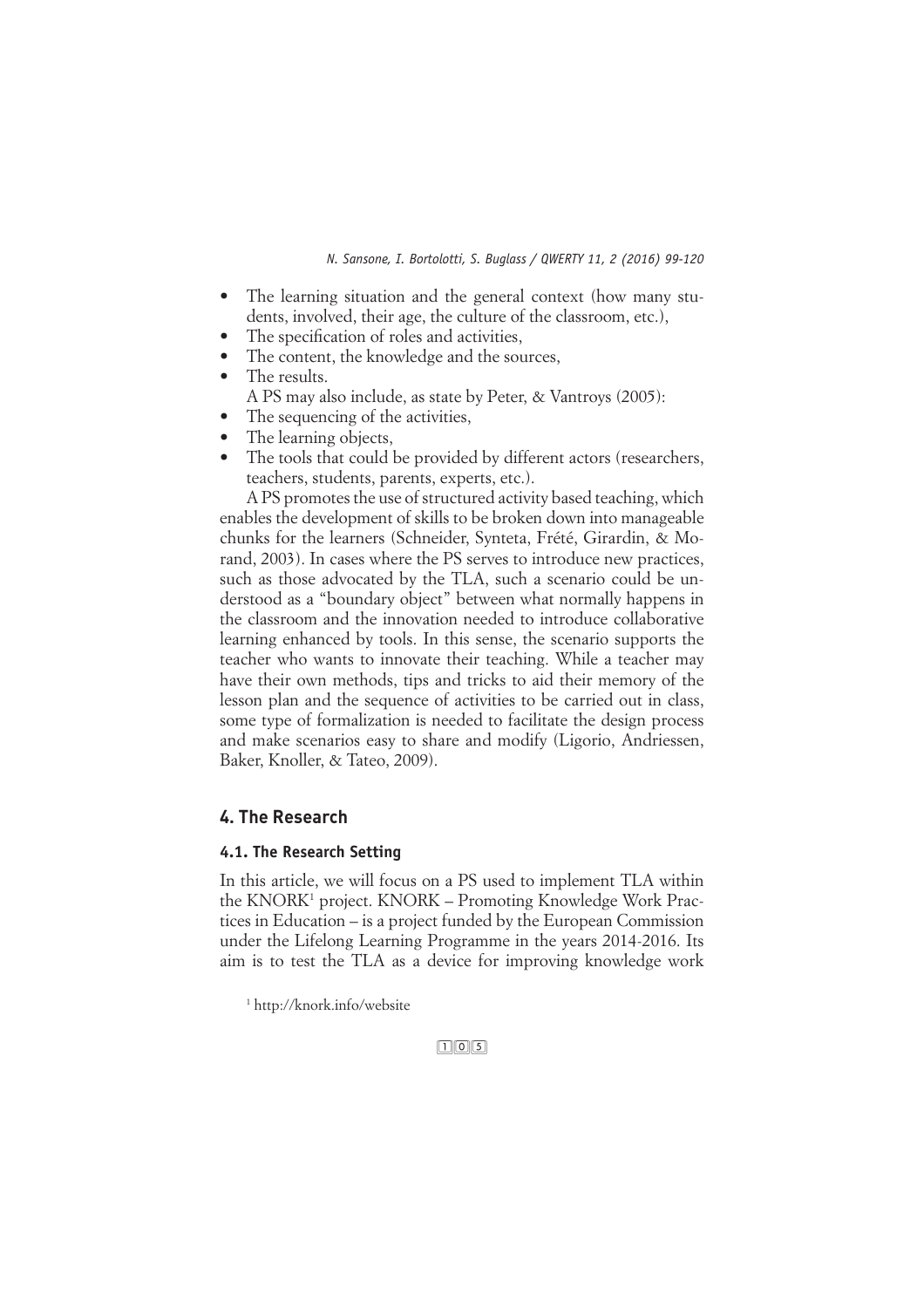- The learning situation and the general context (how many students, involved, their age, the culture of the classroom, etc.),
- The specification of roles and activities,
- The content, the knowledge and the sources,
- The results.

A PS may also include, as state by Peter, & Vantroys (2005):

- The sequencing of the activities,
- The learning objects,
- The tools that could be provided by different actors (researchers, teachers, students, parents, experts, etc.).

A PS promotes the use of structured activity based teaching, which enables the development of skills to be broken down into manageable chunks for the learners (Schneider, Synteta, Frété, Girardin, & Morand, 2003). In cases where the PS serves to introduce new practices, such as those advocated by the TLA, such a scenario could be understood as a "boundary object" between what normally happens in the classroom and the innovation needed to introduce collaborative learning enhanced by tools. In this sense, the scenario supports the teacher who wants to innovate their teaching. While a teacher may have their own methods, tips and tricks to aid their memory of the lesson plan and the sequence of activities to be carried out in class, some type of formalization is needed to facilitate the design process and make scenarios easy to share and modify (Ligorio, Andriessen, Baker, Knoller, & Tateo, 2009).

## 4. The Research

### 4.1. The Research Setting

In this article, we will focus on a PS used to implement TLA within the KNORK[1] project. KNORK – Promoting Knowledge Work Practices in Education – is a project funded by the European Commission under the Lifelong Learning Programme in the years 2014-2016. Its aim is to test the TLA as a device for improving knowledge work

[1] http://knork.info/website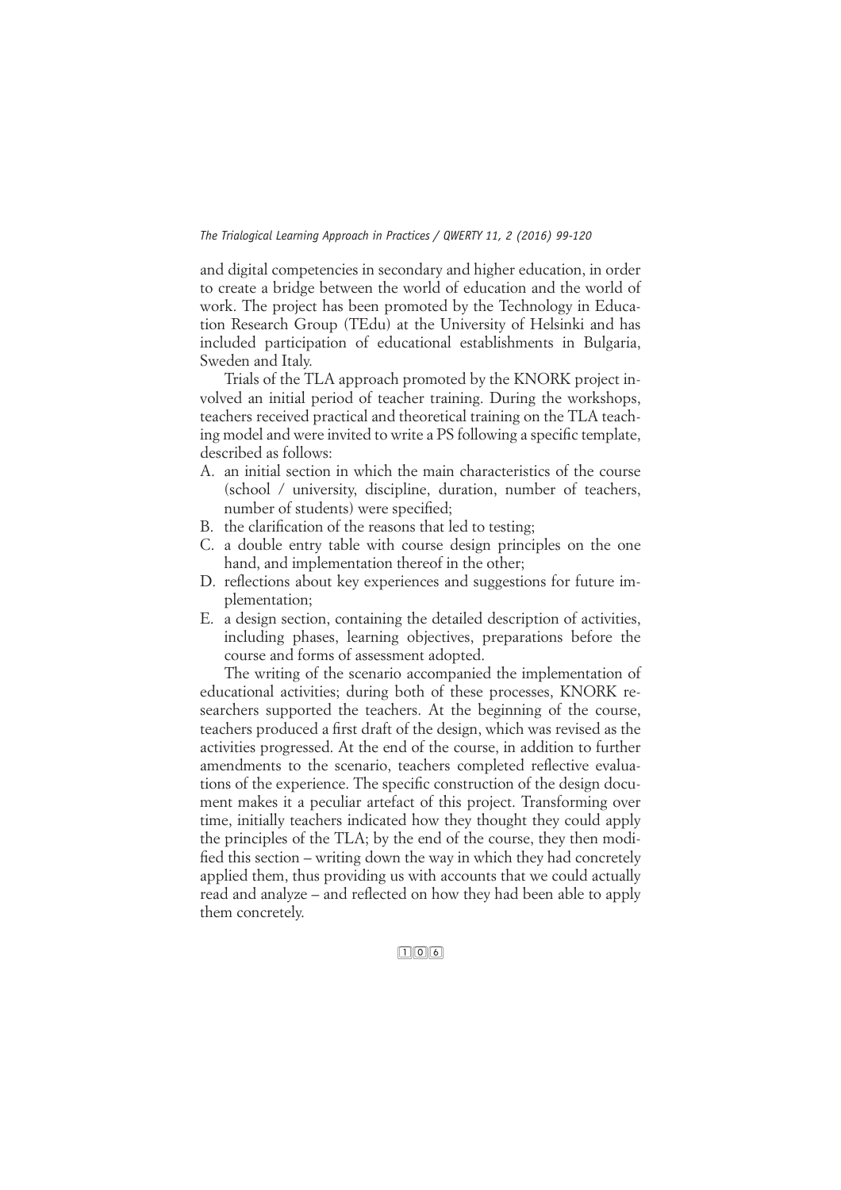and digital competencies in secondary and higher education, in order to create a bridge between the world of education and the world of work. The project has been promoted by the Technology in Education Research Group (TEdu) at the University of Helsinki and has included participation of educational establishments in Bulgaria, Sweden and Italy.

Trials of the TLA approach promoted by the KNORK project involved an initial period of teacher training. During the workshops, teachers received practical and theoretical training on the TLA teaching model and were invited to write a PS following a specific template, described as follows:

A. an initial section in which the main characteristics of the course (school / university, discipline, duration, number of teachers, number of students) were specified;
B. the clarification of the reasons that led to testing;
C. a double entry table with course design principles on the one hand, and implementation thereof in the other;
D. reflections about key experiences and suggestions for future implementation;
E. a design section, containing the detailed description of activities, including phases, learning objectives, preparations before the course and forms of assessment adopted.

The writing of the scenario accompanied the implementation of educational activities; during both of these processes, KNORK researchers supported the teachers. At the beginning of the course, teachers produced a first draft of the design, which was revised as the activities progressed. At the end of the course, in addition to further amendments to the scenario, teachers completed reflective evaluations of the experience. The specific construction of the design document makes it a peculiar artefact of this project. Transforming over time, initially teachers indicated how they thought they could apply the principles of the TLA; by the end of the course, they then modified this section – writing down the way in which they had concretely applied them, thus providing us with accounts that we could actually read and analyze – and reflected on how they had been able to apply them concretely.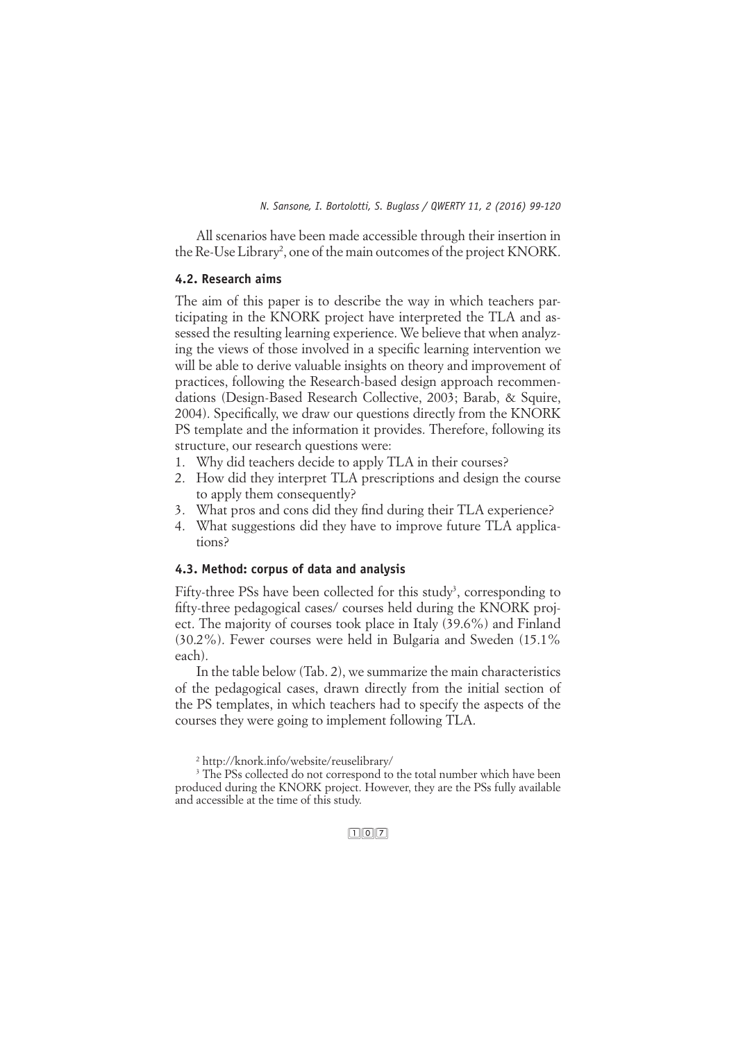All scenarios have been made accessible through their insertion in the Re-Use Library[2], one of the main outcomes of the project KNORK.

### 4.2. Research aims

The aim of this paper is to describe the way in which teachers participating in the KNORK project have interpreted the TLA and assessed the resulting learning experience. We believe that when analyzing the views of those involved in a specific learning intervention we will be able to derive valuable insights on theory and improvement of practices, following the Research-based design approach recommendations (Design-Based Research Collective, 2003; Barab, & Squire, 2004). Specifically, we draw our questions directly from the KNORK PS template and the information it provides. Therefore, following its structure, our research questions were:

1. Why did teachers decide to apply TLA in their courses?
2. How did they interpret TLA prescriptions and design the course to apply them consequently?
3. What pros and cons did they find during their TLA experience?
4. What suggestions did they have to improve future TLA applications?

### 4.3. Method: corpus of data and analysis

Fifty-three PSs have been collected for this study[3], corresponding to fifty-three pedagogical cases/ courses held during the KNORK project. The majority of courses took place in Italy (39.6%) and Finland (30.2%). Fewer courses were held in Bulgaria and Sweden (15.1% each).

In the table below (Tab. 2), we summarize the main characteristics of the pedagogical cases, drawn directly from the initial section of the PS templates, in which teachers had to specify the aspects of the courses they were going to implement following TLA.

[2] http://knork.info/website/reuselibrary/

[3] The PSs collected do not correspond to the total number which have been produced during the KNORK project. However, they are the PSs fully available and accessible at the time of this study.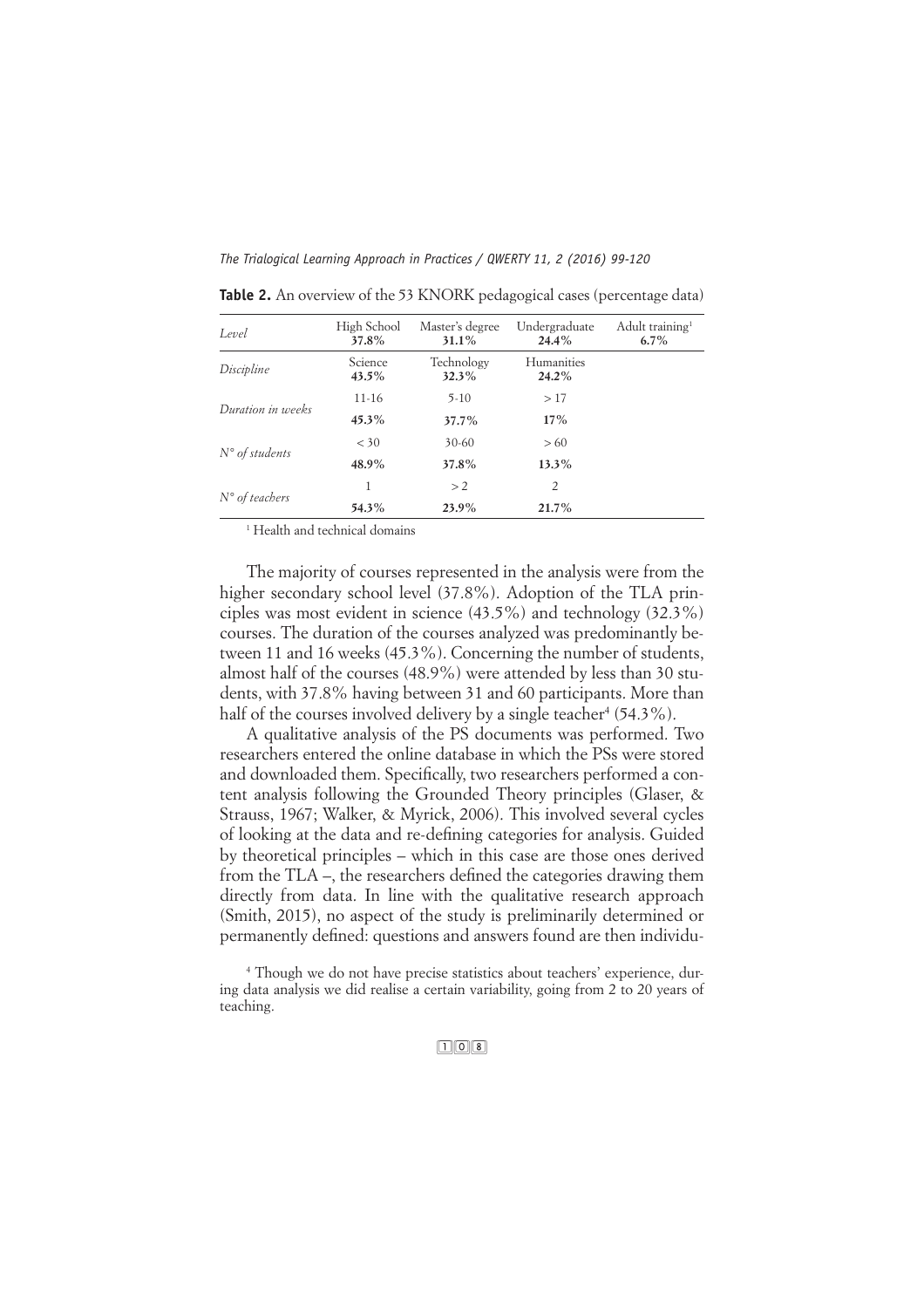**Table 2.** An overview of the 53 KNORK pedagogical cases (percentage data)

| *Level* | High School **37.8%** | Master's degree **31.1%** | Undergraduate **24.4%** | Adult training[1] **6.7%** |
|---|---|---|---|---|
| *Discipline* | Science **43.5%** | Technology **32.3%** | Humanities **24.2%** | |
| *Duration in weeks* | 11-16 **45.3%** | 5-10 **37.7%** | > 17 **17%** | |
| *N° of students* | < 30 **48.9%** | 30-60 **37.8%** | > 60 **13.3%** | |
| *N° of teachers* | 1 **54.3%** | > 2 **23.9%** | 2 **21.7%** | |

[1] Health and technical domains

The majority of courses represented in the analysis were from the higher secondary school level (37.8%). Adoption of the TLA principles was most evident in science (43.5%) and technology (32.3%) courses. The duration of the courses analyzed was predominantly between 11 and 16 weeks (45.3%). Concerning the number of students, almost half of the courses (48.9%) were attended by less than 30 students, with 37.8% having between 31 and 60 participants. More than half of the courses involved delivery by a single teacher[4] (54.3%).

A qualitative analysis of the PS documents was performed. Two researchers entered the online database in which the PSs were stored and downloaded them. Specifically, two researchers performed a content analysis following the Grounded Theory principles (Glaser, & Strauss, 1967; Walker, & Myrick, 2006). This involved several cycles of looking at the data and re-defining categories for analysis. Guided by theoretical principles – which in this case are those ones derived from the TLA –, the researchers defined the categories drawing them directly from data. In line with the qualitative research approach (Smith, 2015), no aspect of the study is preliminarily determined or permanently defined: questions and answers found are then individu-

[4] Though we do not have precise statistics about teachers' experience, during data analysis we did realise a certain variability, going from 2 to 20 years of teaching.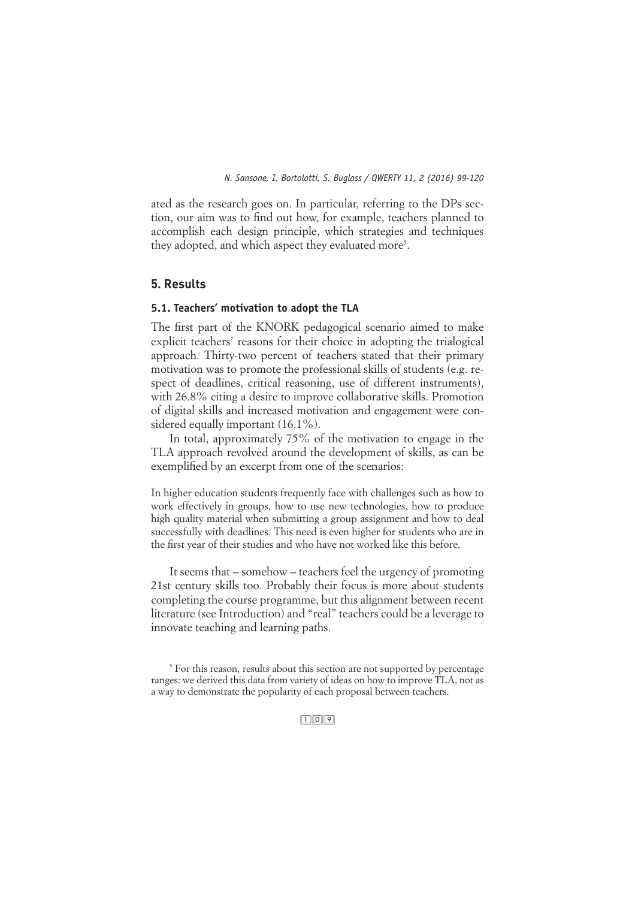ated as the research goes on. In particular, referring to the DPs section, our aim was to find out how, for example, teachers planned to accomplish each design principle, which strategies and techniques they adopted, and which aspect they evaluated more[5].

## 5. Results

### 5.1. Teachers' motivation to adopt the TLA

The first part of the KNORK pedagogical scenario aimed to make explicit teachers' reasons for their choice in adopting the trialogical approach. Thirty-two percent of teachers stated that their primary motivation was to promote the professional skills of students (e.g. respect of deadlines, critical reasoning, use of different instruments), with 26.8% citing a desire to improve collaborative skills. Promotion of digital skills and increased motivation and engagement were considered equally important (16.1%).

In total, approximately 75% of the motivation to engage in the TLA approach revolved around the development of skills, as can be exemplified by an excerpt from one of the scenarios:

> In higher education students frequently face with challenges such as how to work effectively in groups, how to use new technologies, how to produce high quality material when submitting a group assignment and how to deal successfully with deadlines. This need is even higher for students who are in the first year of their studies and who have not worked like this before.

It seems that – somehow – teachers feel the urgency of promoting 21st century skills too. Probably their focus is more about students completing the course programme, but this alignment between recent literature (see Introduction) and "real" teachers could be a leverage to innovate teaching and learning paths.

[5] For this reason, results about this section are not supported by percentage ranges: we derived this data from variety of ideas on how to improve TLA, not as a way to demonstrate the popularity of each proposal between teachers.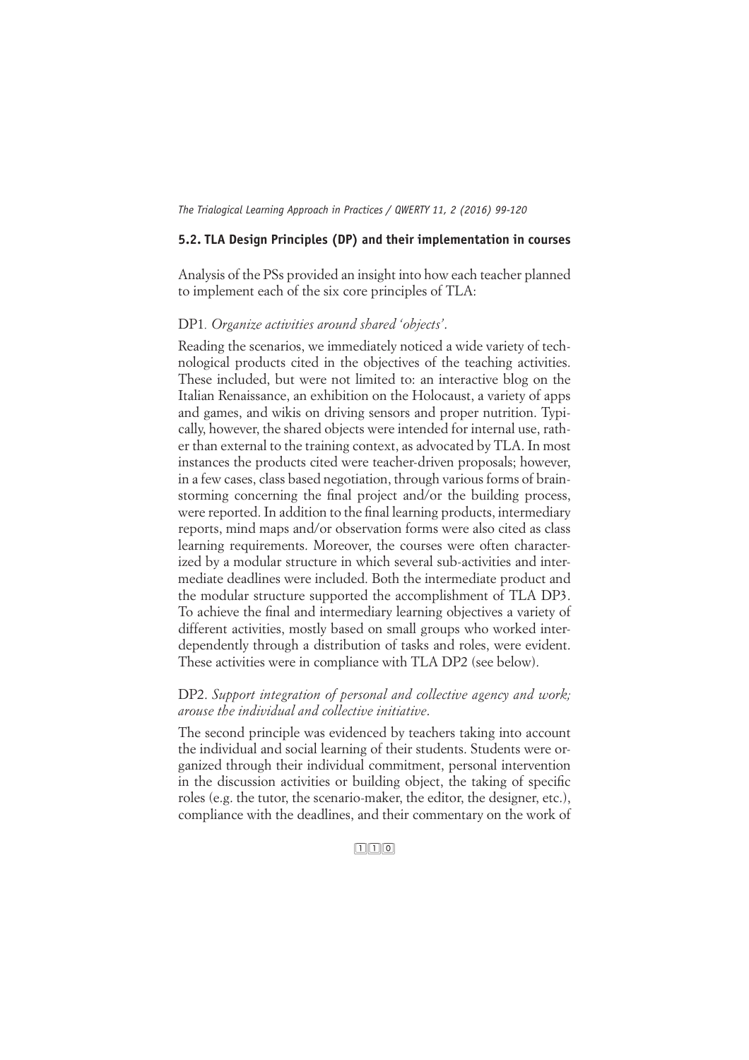### 5.2. TLA Design Principles (DP) and their implementation in courses

Analysis of the PSs provided an insight into how each teacher planned to implement each of the six core principles of TLA:

DP1. *Organize activities around shared 'objects'.*

Reading the scenarios, we immediately noticed a wide variety of technological products cited in the objectives of the teaching activities. These included, but were not limited to: an interactive blog on the Italian Renaissance, an exhibition on the Holocaust, a variety of apps and games, and wikis on driving sensors and proper nutrition. Typically, however, the shared objects were intended for internal use, rather than external to the training context, as advocated by TLA. In most instances the products cited were teacher-driven proposals; however, in a few cases, class based negotiation, through various forms of brainstorming concerning the final project and/or the building process, were reported. In addition to the final learning products, intermediary reports, mind maps and/or observation forms were also cited as class learning requirements. Moreover, the courses were often characterized by a modular structure in which several sub-activities and intermediate deadlines were included. Both the intermediate product and the modular structure supported the accomplishment of TLA DP3. To achieve the final and intermediary learning objectives a variety of different activities, mostly based on small groups who worked interdependently through a distribution of tasks and roles, were evident. These activities were in compliance with TLA DP2 (see below).

DP2. *Support integration of personal and collective agency and work; arouse the individual and collective initiative.*

The second principle was evidenced by teachers taking into account the individual and social learning of their students. Students were organized through their individual commitment, personal intervention in the discussion activities or building object, the taking of specific roles (e.g. the tutor, the scenario-maker, the editor, the designer, etc.), compliance with the deadlines, and their commentary on the work of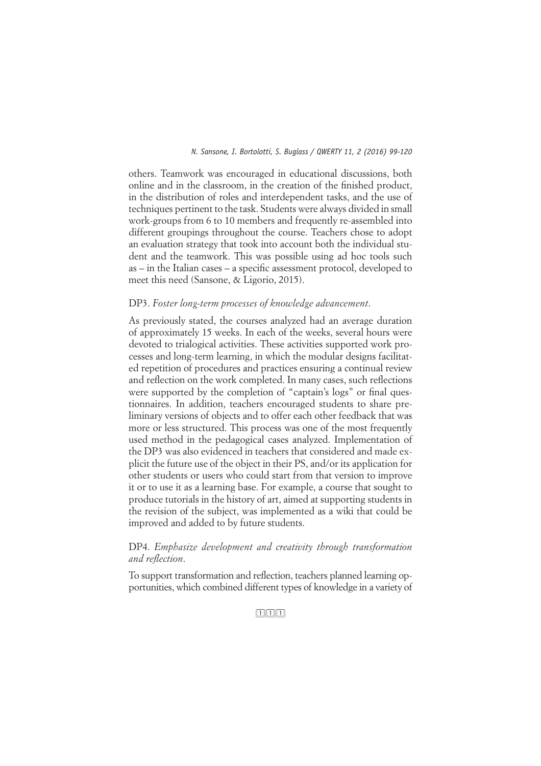others. Teamwork was encouraged in educational discussions, both online and in the classroom, in the creation of the finished product, in the distribution of roles and interdependent tasks, and the use of techniques pertinent to the task. Students were always divided in small work-groups from 6 to 10 members and frequently re-assembled into different groupings throughout the course. Teachers chose to adopt an evaluation strategy that took into account both the individual student and the teamwork. This was possible using ad hoc tools such as – in the Italian cases – a specific assessment protocol, developed to meet this need (Sansone, & Ligorio, 2015).

DP3. *Foster long-term processes of knowledge advancement*.

As previously stated, the courses analyzed had an average duration of approximately 15 weeks. In each of the weeks, several hours were devoted to trialogical activities. These activities supported work processes and long-term learning, in which the modular designs facilitated repetition of procedures and practices ensuring a continual review and reflection on the work completed. In many cases, such reflections were supported by the completion of "captain's logs" or final questionnaires. In addition, teachers encouraged students to share preliminary versions of objects and to offer each other feedback that was more or less structured. This process was one of the most frequently used method in the pedagogical cases analyzed. Implementation of the DP3 was also evidenced in teachers that considered and made explicit the future use of the object in their PS, and/or its application for other students or users who could start from that version to improve it or to use it as a learning base. For example, a course that sought to produce tutorials in the history of art, aimed at supporting students in the revision of the subject, was implemented as a wiki that could be improved and added to by future students.

DP4. *Emphasize development and creativity through transformation and reflection*.

To support transformation and reflection, teachers planned learning opportunities, which combined different types of knowledge in a variety of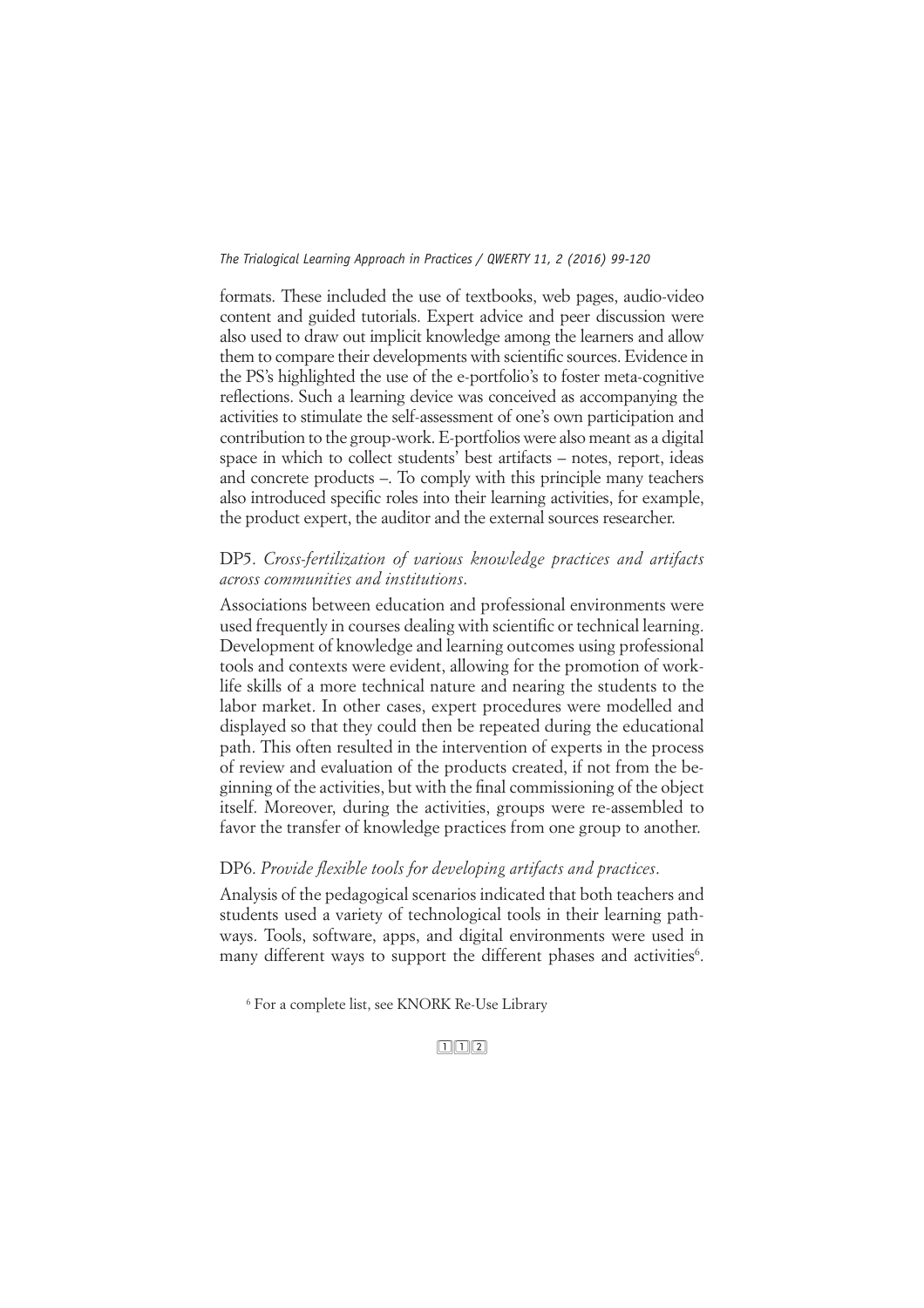formats. These included the use of textbooks, web pages, audio-video content and guided tutorials. Expert advice and peer discussion were also used to draw out implicit knowledge among the learners and allow them to compare their developments with scientific sources. Evidence in the PS's highlighted the use of the e-portfolio's to foster meta-cognitive reflections. Such a learning device was conceived as accompanying the activities to stimulate the self-assessment of one's own participation and contribution to the group-work. E-portfolios were also meant as a digital space in which to collect students' best artifacts – notes, report, ideas and concrete products –. To comply with this principle many teachers also introduced specific roles into their learning activities, for example, the product expert, the auditor and the external sources researcher.

### DP5. *Cross-fertilization of various knowledge practices and artifacts across communities and institutions*.

Associations between education and professional environments were used frequently in courses dealing with scientific or technical learning. Development of knowledge and learning outcomes using professional tools and contexts were evident, allowing for the promotion of work-life skills of a more technical nature and nearing the students to the labor market. In other cases, expert procedures were modelled and displayed so that they could then be repeated during the educational path. This often resulted in the intervention of experts in the process of review and evaluation of the products created, if not from the beginning of the activities, but with the final commissioning of the object itself. Moreover, during the activities, groups were re-assembled to favor the transfer of knowledge practices from one group to another.

### DP6. *Provide flexible tools for developing artifacts and practices*.

Analysis of the pedagogical scenarios indicated that both teachers and students used a variety of technological tools in their learning pathways. Tools, software, apps, and digital environments were used in many different ways to support the different phases and activities[6].

[6] For a complete list, see KNORK Re-Use Library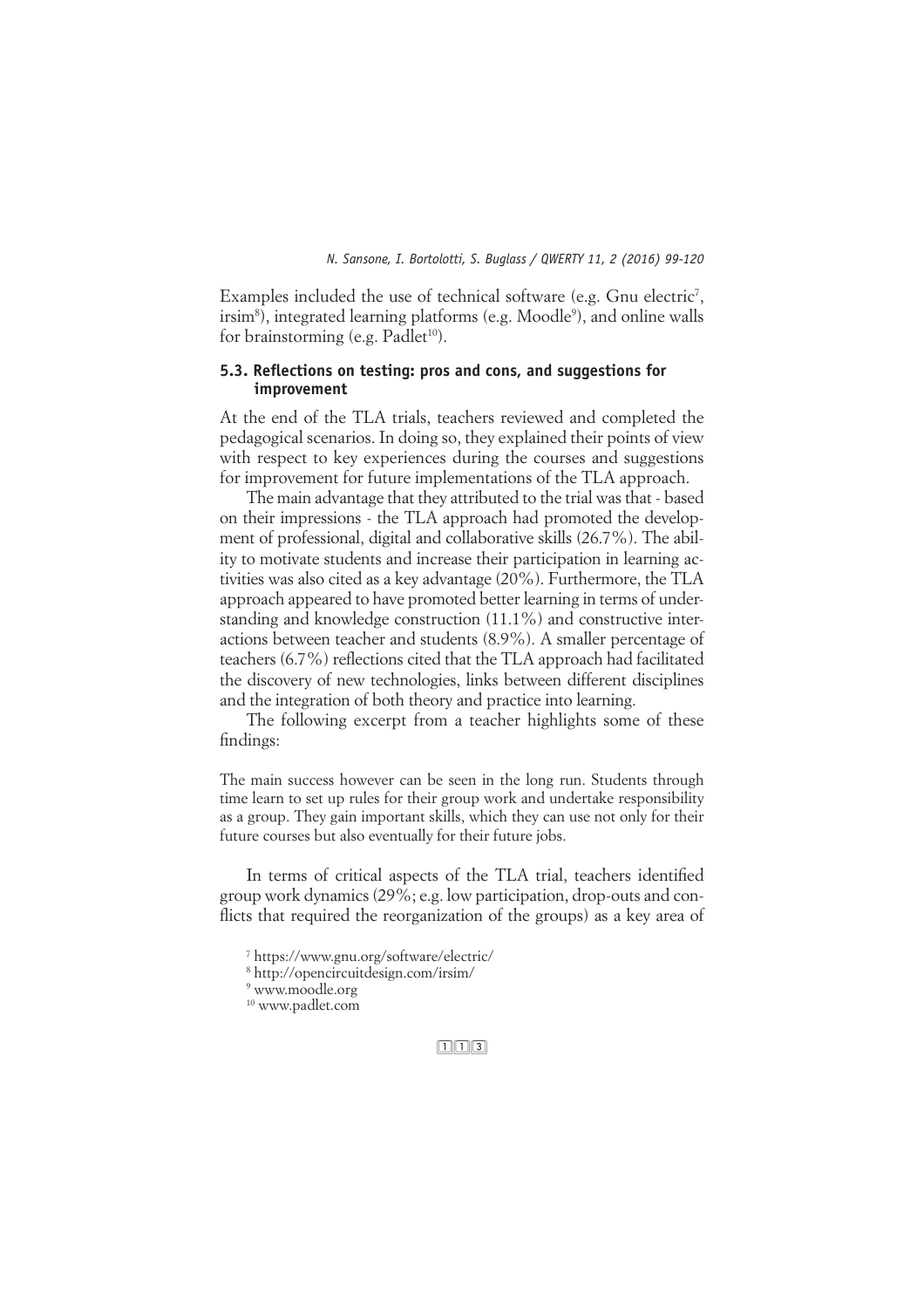Examples included the use of technical software (e.g. Gnu electric[7], irsim[8]), integrated learning platforms (e.g. Moodle[9]), and online walls for brainstorming (e.g. Padlet[10]).

### 5.3. Reflections on testing: pros and cons, and suggestions for improvement

At the end of the TLA trials, teachers reviewed and completed the pedagogical scenarios. In doing so, they explained their points of view with respect to key experiences during the courses and suggestions for improvement for future implementations of the TLA approach.

The main advantage that they attributed to the trial was that - based on their impressions - the TLA approach had promoted the development of professional, digital and collaborative skills (26.7%). The ability to motivate students and increase their participation in learning activities was also cited as a key advantage (20%). Furthermore, the TLA approach appeared to have promoted better learning in terms of understanding and knowledge construction (11.1%) and constructive interactions between teacher and students (8.9%). A smaller percentage of teachers (6.7%) reflections cited that the TLA approach had facilitated the discovery of new technologies, links between different disciplines and the integration of both theory and practice into learning.

The following excerpt from a teacher highlights some of these findings:

> The main success however can be seen in the long run. Students through time learn to set up rules for their group work and undertake responsibility as a group. They gain important skills, which they can use not only for their future courses but also eventually for their future jobs.

In terms of critical aspects of the TLA trial, teachers identified group work dynamics (29%; e.g. low participation, drop-outs and conflicts that required the reorganization of the groups) as a key area of

[7] https://www.gnu.org/software/electric/

[8] http://opencircuitdesign.com/irsim/

[9] www.moodle.org

[10] www.padlet.com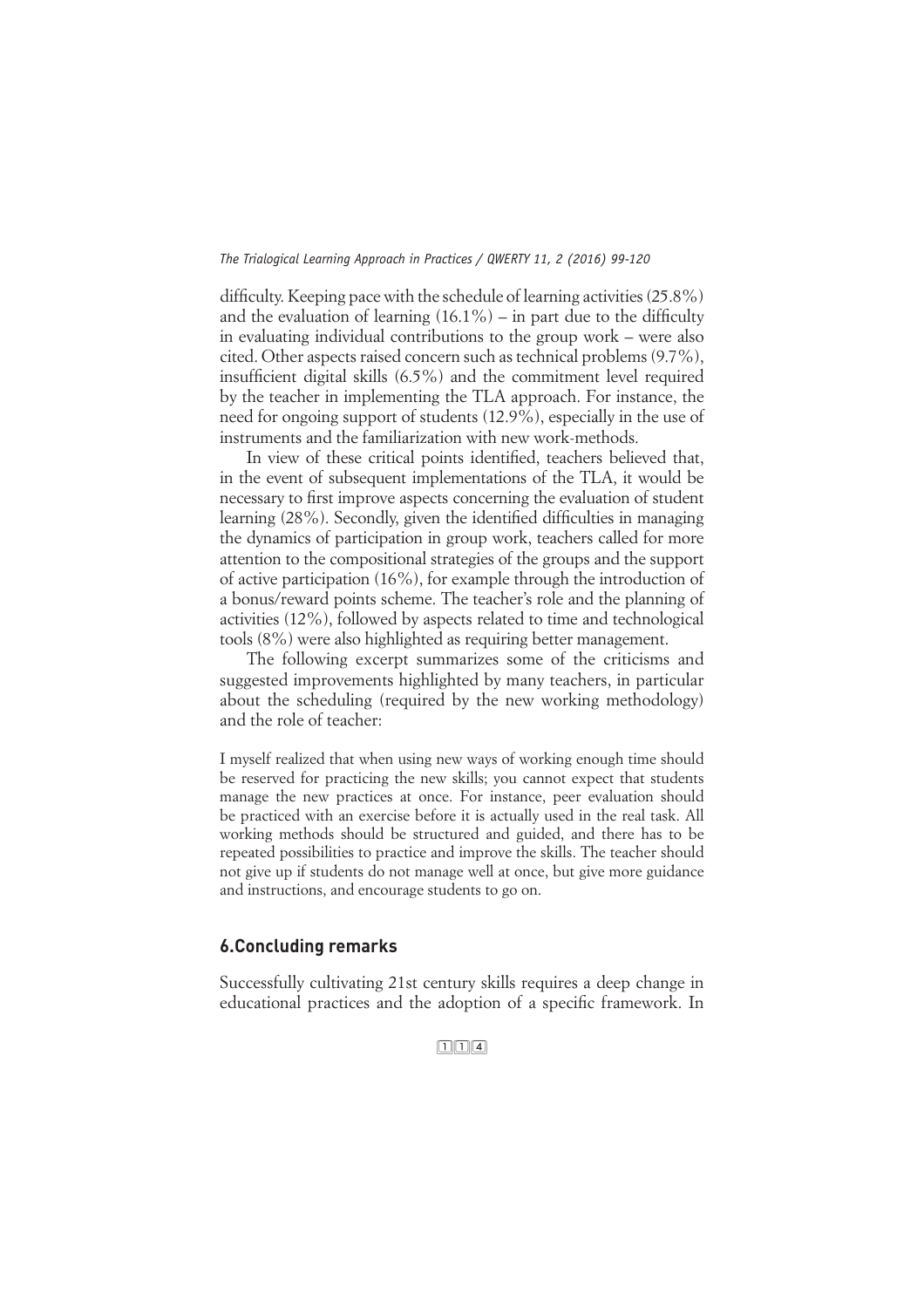difficulty. Keeping pace with the schedule of learning activities (25.8%) and the evaluation of learning (16.1%) – in part due to the difficulty in evaluating individual contributions to the group work – were also cited. Other aspects raised concern such as technical problems (9.7%), insufficient digital skills (6.5%) and the commitment level required by the teacher in implementing the TLA approach. For instance, the need for ongoing support of students (12.9%), especially in the use of instruments and the familiarization with new work-methods.

In view of these critical points identified, teachers believed that, in the event of subsequent implementations of the TLA, it would be necessary to first improve aspects concerning the evaluation of student learning (28%). Secondly, given the identified difficulties in managing the dynamics of participation in group work, teachers called for more attention to the compositional strategies of the groups and the support of active participation (16%), for example through the introduction of a bonus/reward points scheme. The teacher's role and the planning of activities (12%), followed by aspects related to time and technological tools (8%) were also highlighted as requiring better management.

The following excerpt summarizes some of the criticisms and suggested improvements highlighted by many teachers, in particular about the scheduling (required by the new working methodology) and the role of teacher:

> I myself realized that when using new ways of working enough time should be reserved for practicing the new skills; you cannot expect that students manage the new practices at once. For instance, peer evaluation should be practiced with an exercise before it is actually used in the real task. All working methods should be structured and guided, and there has to be repeated possibilities to practice and improve the skills. The teacher should not give up if students do not manage well at once, but give more guidance and instructions, and encourage students to go on.

## 6. Concluding remarks

Successfully cultivating 21st century skills requires a deep change in educational practices and the adoption of a specific framework. In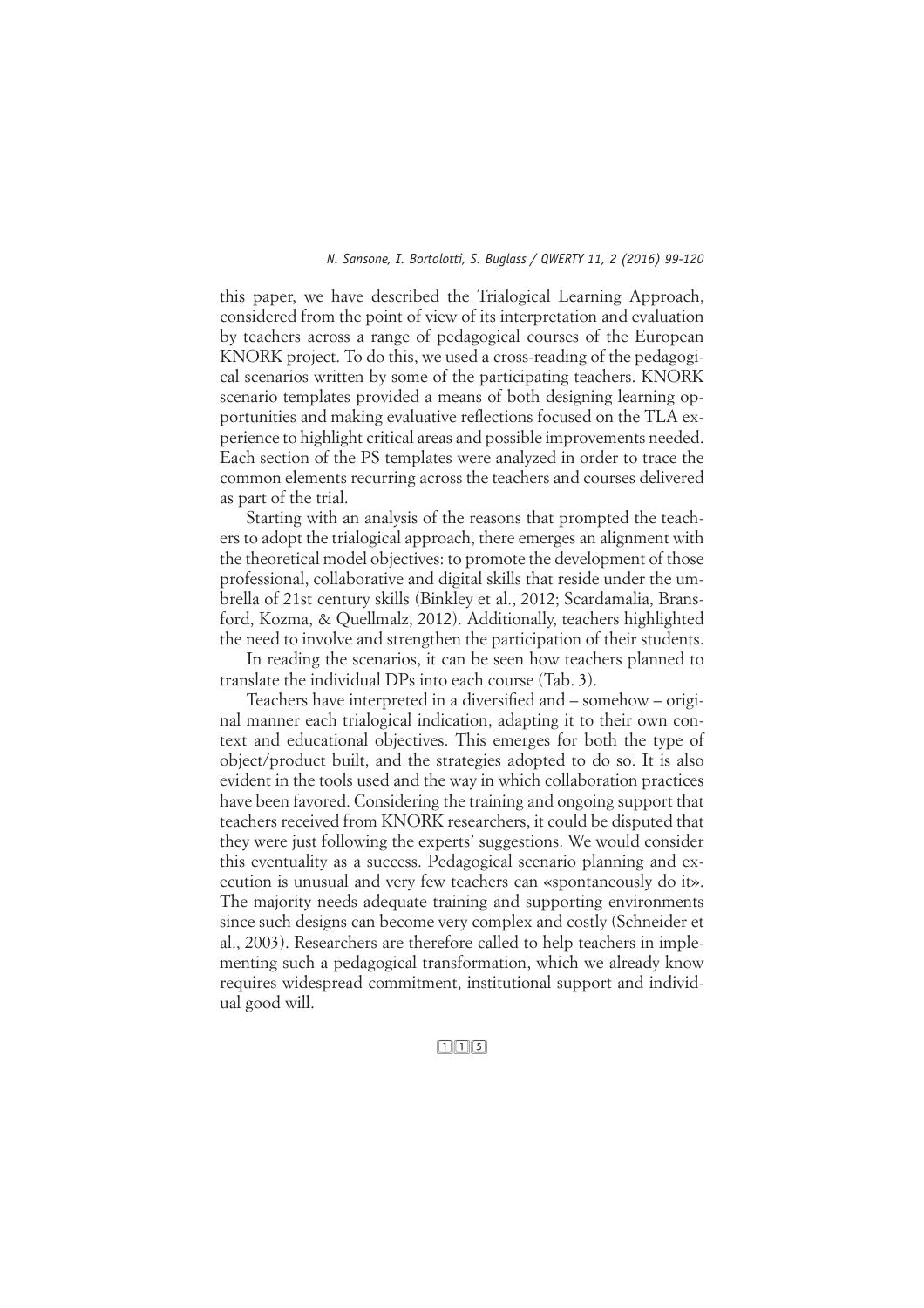this paper, we have described the Trialogical Learning Approach, considered from the point of view of its interpretation and evaluation by teachers across a range of pedagogical courses of the European KNORK project. To do this, we used a cross-reading of the pedagogical scenarios written by some of the participating teachers. KNORK scenario templates provided a means of both designing learning opportunities and making evaluative reflections focused on the TLA experience to highlight critical areas and possible improvements needed. Each section of the PS templates were analyzed in order to trace the common elements recurring across the teachers and courses delivered as part of the trial.

Starting with an analysis of the reasons that prompted the teachers to adopt the trialogical approach, there emerges an alignment with the theoretical model objectives: to promote the development of those professional, collaborative and digital skills that reside under the umbrella of 21st century skills (Binkley et al., 2012; Scardamalia, Bransford, Kozma, & Quellmalz, 2012). Additionally, teachers highlighted the need to involve and strengthen the participation of their students.

In reading the scenarios, it can be seen how teachers planned to translate the individual DPs into each course (Tab. 3).

Teachers have interpreted in a diversified and – somehow – original manner each trialogical indication, adapting it to their own context and educational objectives. This emerges for both the type of object/product built, and the strategies adopted to do so. It is also evident in the tools used and the way in which collaboration practices have been favored. Considering the training and ongoing support that teachers received from KNORK researchers, it could be disputed that they were just following the experts' suggestions. We would consider this eventuality as a success. Pedagogical scenario planning and execution is unusual and very few teachers can «spontaneously do it». The majority needs adequate training and supporting environments since such designs can become very complex and costly (Schneider et al., 2003). Researchers are therefore called to help teachers in implementing such a pedagogical transformation, which we already know requires widespread commitment, institutional support and individual good will.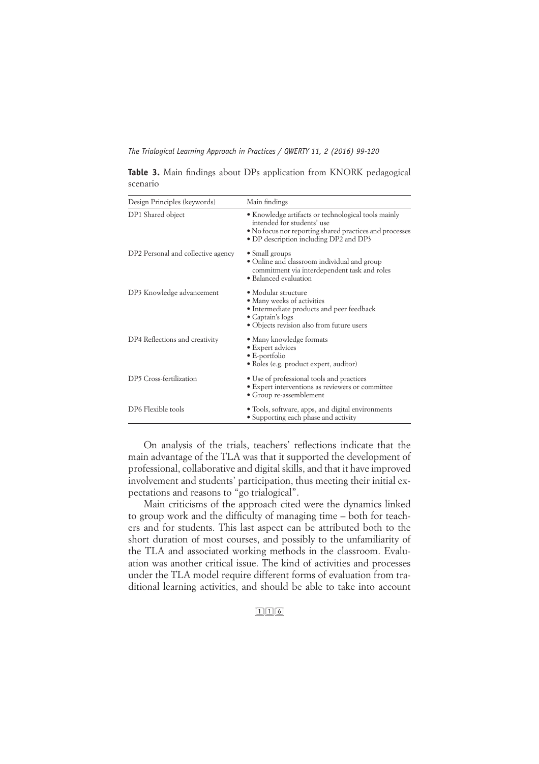**Table 3.** Main findings about DPs application from KNORK pedagogical scenario

| Design Principles (keywords) | Main findings |
|---|---|
| DP1 Shared object | • Knowledge artifacts or technological tools mainly intended for students' use<br>• No focus nor reporting shared practices and processes<br>• DP description including DP2 and DP3 |
| DP2 Personal and collective agency | • Small groups<br>• Online and classroom individual and group commitment via interdependent task and roles<br>• Balanced evaluation |
| DP3 Knowledge advancement | • Modular structure<br>• Many weeks of activities<br>• Intermediate products and peer feedback<br>• Captain's logs<br>• Objects revision also from future users |
| DP4 Reflections and creativity | • Many knowledge formats<br>• Expert advices<br>• E-portfolio<br>• Roles (e.g. product expert, auditor) |
| DP5 Cross-fertilization | • Use of professional tools and practices<br>• Expert interventions as reviewers or committee<br>• Group re-assemblement |
| DP6 Flexible tools | • Tools, software, apps, and digital environments<br>• Supporting each phase and activity |

On analysis of the trials, teachers' reflections indicate that the main advantage of the TLA was that it supported the development of professional, collaborative and digital skills, and that it have improved involvement and students' participation, thus meeting their initial expectations and reasons to "go trialogical".

Main criticisms of the approach cited were the dynamics linked to group work and the difficulty of managing time – both for teachers and for students. This last aspect can be attributed both to the short duration of most courses, and possibly to the unfamiliarity of the TLA and associated working methods in the classroom. Evaluation was another critical issue. The kind of activities and processes under the TLA model require different forms of evaluation from traditional learning activities, and should be able to take into account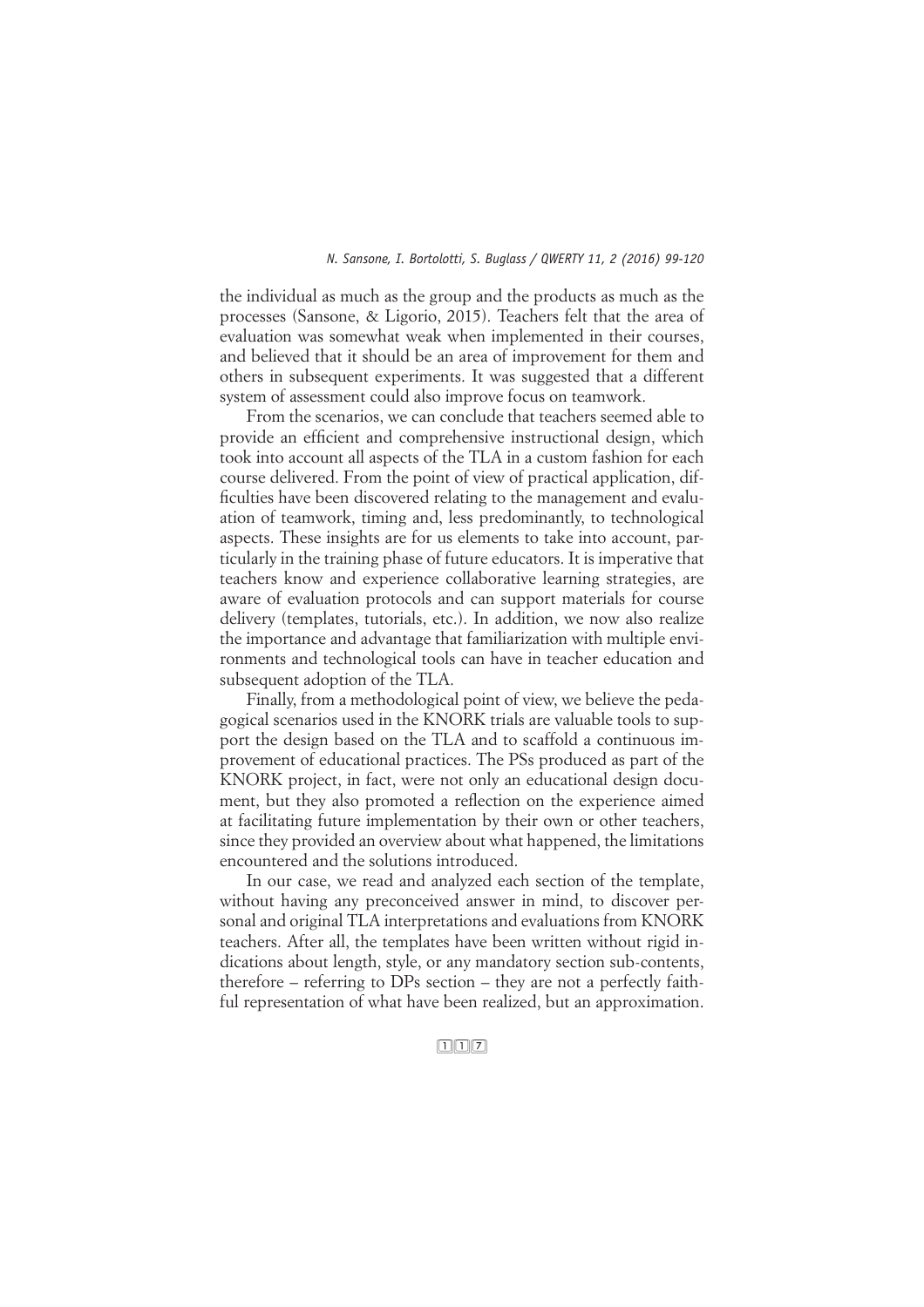the individual as much as the group and the products as much as the processes (Sansone, & Ligorio, 2015). Teachers felt that the area of evaluation was somewhat weak when implemented in their courses, and believed that it should be an area of improvement for them and others in subsequent experiments. It was suggested that a different system of assessment could also improve focus on teamwork.

From the scenarios, we can conclude that teachers seemed able to provide an efficient and comprehensive instructional design, which took into account all aspects of the TLA in a custom fashion for each course delivered. From the point of view of practical application, difficulties have been discovered relating to the management and evaluation of teamwork, timing and, less predominantly, to technological aspects. These insights are for us elements to take into account, particularly in the training phase of future educators. It is imperative that teachers know and experience collaborative learning strategies, are aware of evaluation protocols and can support materials for course delivery (templates, tutorials, etc.). In addition, we now also realize the importance and advantage that familiarization with multiple environments and technological tools can have in teacher education and subsequent adoption of the TLA.

Finally, from a methodological point of view, we believe the pedagogical scenarios used in the KNORK trials are valuable tools to support the design based on the TLA and to scaffold a continuous improvement of educational practices. The PSs produced as part of the KNORK project, in fact, were not only an educational design document, but they also promoted a reflection on the experience aimed at facilitating future implementation by their own or other teachers, since they provided an overview about what happened, the limitations encountered and the solutions introduced.

In our case, we read and analyzed each section of the template, without having any preconceived answer in mind, to discover personal and original TLA interpretations and evaluations from KNORK teachers. After all, the templates have been written without rigid indications about length, style, or any mandatory section sub-contents, therefore – referring to DPs section – they are not a perfectly faithful representation of what have been realized, but an approximation.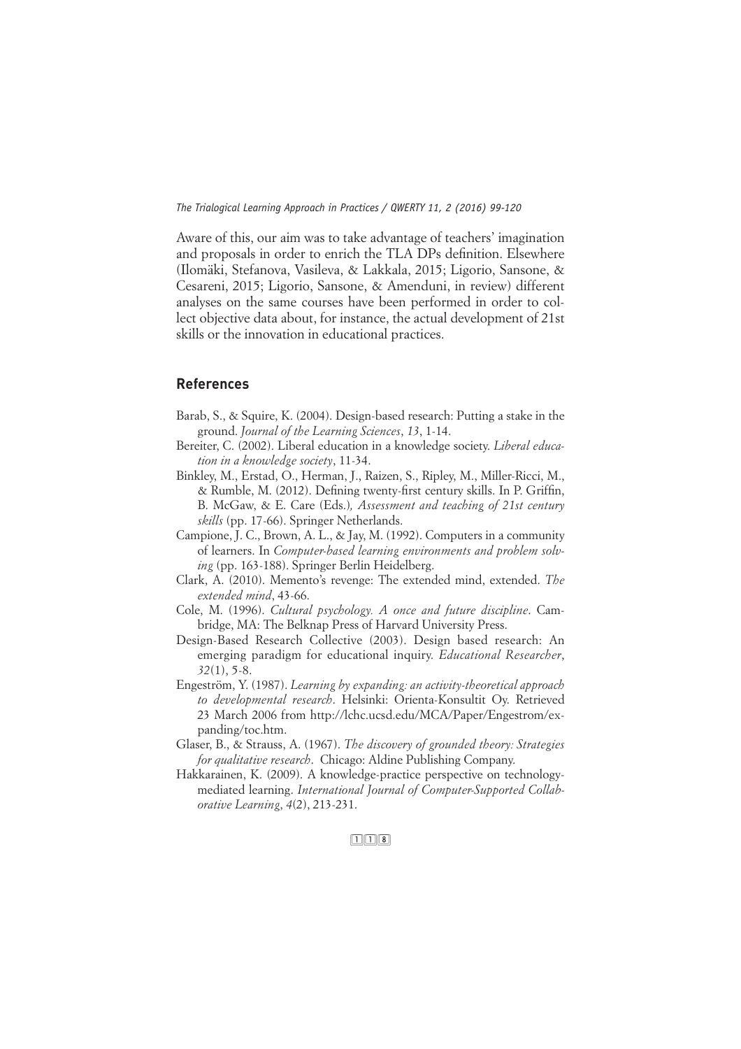Aware of this, our aim was to take advantage of teachers' imagination and proposals in order to enrich the TLA DPs definition. Elsewhere (Ilomäki, Stefanova, Vasileva, & Lakkala, 2015; Ligorio, Sansone, & Cesareni, 2015; Ligorio, Sansone, & Amenduni, in review) different analyses on the same courses have been performed in order to collect objective data about, for instance, the actual development of 21st skills or the innovation in educational practices.

## References

Barab, S., & Squire, K. (2004). Design-based research: Putting a stake in the ground. *Journal of the Learning Sciences*, *13*, 1-14.

Bereiter, C. (2002). Liberal education in a knowledge society. *Liberal education in a knowledge society*, 11-34.

Binkley, M., Erstad, O., Herman, J., Raizen, S., Ripley, M., Miller-Ricci, M., & Rumble, M. (2012). Defining twenty-first century skills. In P. Griffin, B. McGaw, & E. Care (Eds.), *Assessment and teaching of 21st century skills* (pp. 17-66). Springer Netherlands.

Campione, J. C., Brown, A. L., & Jay, M. (1992). Computers in a community of learners. In *Computer-based learning environments and problem solving* (pp. 163-188). Springer Berlin Heidelberg.

Clark, A. (2010). Memento's revenge: The extended mind, extended. *The extended mind*, 43-66.

Cole, M. (1996). *Cultural psychology. A once and future discipline*. Cambridge, MA: The Belknap Press of Harvard University Press.

Design-Based Research Collective (2003). Design based research: An emerging paradigm for educational inquiry. *Educational Researcher*, *32*(1), 5-8.

Engeström, Y. (1987). *Learning by expanding: an activity-theoretical approach to developmental research*. Helsinki: Orienta-Konsultit Oy. Retrieved 23 March 2006 from http://lchc.ucsd.edu/MCA/Paper/Engestrom/expanding/toc.htm.

Glaser, B., & Strauss, A. (1967). *The discovery of grounded theory: Strategies for qualitative research*. Chicago: Aldine Publishing Company.

Hakkarainen, K. (2009). A knowledge-practice perspective on technology-mediated learning. *International Journal of Computer-Supported Collaborative Learning*, *4*(2), 213-231.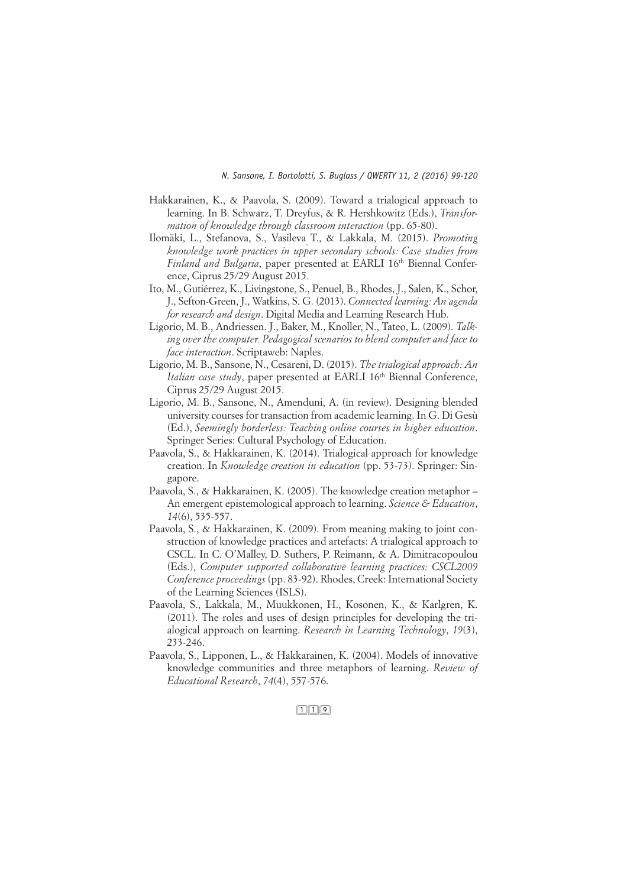Hakkarainen, K., & Paavola, S. (2009). Toward a trialogical approach to learning. In B. Schwarz, T. Dreyfus, & R. Hershkowitz (Eds.), *Transformation of knowledge through classroom interaction* (pp. 65-80).

Ilomäki, L., Stefanova, S., Vasileva T., & Lakkala, M. (2015). *Promoting knowledge work practices in upper secondary schools: Case studies from Finland and Bulgaria*, paper presented at EARLI 16th Biennal Conference, Ciprus 25/29 August 2015.

Ito, M., Gutiérrez, K., Livingstone, S., Penuel, B., Rhodes, J., Salen, K., Schor, J., Sefton-Green, J., Watkins, S. G. (2013). *Connected learning: An agenda for research and design*. Digital Media and Learning Research Hub.

Ligorio, M. B., Andriessen. J., Baker, M., Knoller, N., Tateo, L. (2009). *Talking over the computer. Pedagogical scenarios to blend computer and face to face interaction*. Scriptaweb: Naples.

Ligorio, M. B., Sansone, N., Cesareni, D. (2015). *The trialogical approach: An Italian case study*, paper presented at EARLI 16th Biennal Conference, Ciprus 25/29 August 2015.

Ligorio, M. B., Sansone, N., Amenduni, A. (in review). Designing blended university courses for transaction from academic learning. In G. Di Gesù (Ed.), *Seemingly borderless: Teaching online courses in higher education*. Springer Series: Cultural Psychology of Education.

Paavola, S., & Hakkarainen, K. (2014). Trialogical approach for knowledge creation. In *Knowledge creation in education* (pp. 53-73). Springer: Singapore.

Paavola, S., & Hakkarainen, K. (2005). The knowledge creation metaphor – An emergent epistemological approach to learning. *Science & Education*, *14*(6), 535-557.

Paavola, S., & Hakkarainen, K. (2009). From meaning making to joint construction of knowledge practices and artefacts: A trialogical approach to CSCL. In C. O'Malley, D. Suthers, P. Reimann, & A. Dimitracopoulou (Eds.), *Computer supported collaborative learning practices: CSCL2009 Conference proceedings* (pp. 83-92). Rhodes, Creek: International Society of the Learning Sciences (ISLS).

Paavola, S., Lakkala, M., Muukkonen, H., Kosonen, K., & Karlgren, K. (2011). The roles and uses of design principles for developing the trialogical approach on learning. *Research in Learning Technology*, *19*(3), 233-246.

Paavola, S., Lipponen, L., & Hakkarainen, K. (2004). Models of innovative knowledge communities and three metaphors of learning. *Review of Educational Research*, *74*(4), 557-576.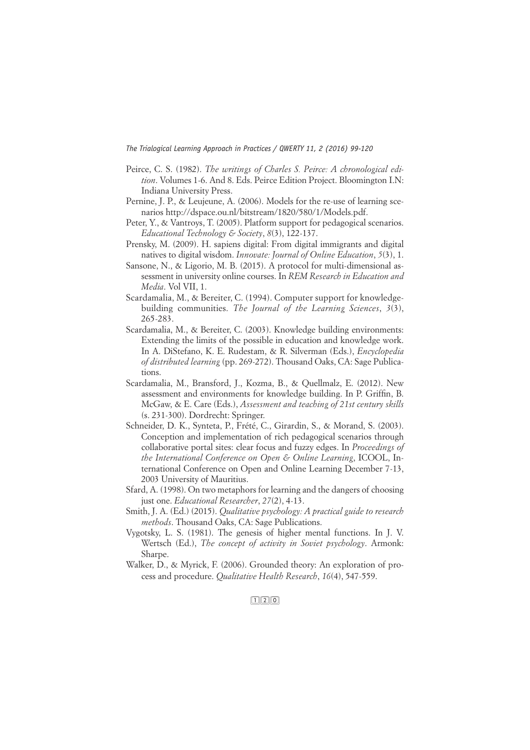Peirce, C. S. (1982). *The writings of Charles S. Peirce: A chronological edition*. Volumes 1-6. And 8. Eds. Peirce Edition Project. Bloomington I.N: Indiana University Press.

Pernine, J. P., & Leujeune, A. (2006). Models for the re-use of learning scenarios http://dspace.ou.nl/bitstream/1820/580/1/Models.pdf.

Peter, Y., & Vantroys, T. (2005). Platform support for pedagogical scenarios. *Educational Technology & Society*, *8*(3), 122-137.

Prensky, M. (2009). H. sapiens digital: From digital immigrants and digital natives to digital wisdom. *Innovate: Journal of Online Education*, *5*(3), 1.

Sansone, N., & Ligorio, M. B. (2015). A protocol for multi-dimensional assessment in university online courses. In *REM Research in Education and Media*. Vol VII, 1.

Scardamalia, M., & Bereiter, C. (1994). Computer support for knowledge-building communities. *The Journal of the Learning Sciences*, *3*(3), 265-283.

Scardamalia, M., & Bereiter, C. (2003). Knowledge building environments: Extending the limits of the possible in education and knowledge work. In A. DiStefano, K. E. Rudestam, & R. Silverman (Eds.), *Encyclopedia of distributed learning* (pp. 269-272). Thousand Oaks, CA: Sage Publications.

Scardamalia, M., Bransford, J., Kozma, B., & Quellmalz, E. (2012). New assessment and environments for knowledge building. In P. Griffin, B. McGaw, & E. Care (Eds.), *Assessment and teaching of 21st century skills* (s. 231-300). Dordrecht: Springer.

Schneider, D. K., Synteta, P., Frété, C., Girardin, S., & Morand, S. (2003). Conception and implementation of rich pedagogical scenarios through collaborative portal sites: clear focus and fuzzy edges. In *Proceedings of the International Conference on Open & Online Learning*, ICOOL, International Conference on Open and Online Learning December 7-13, 2003 University of Mauritius.

Sfard, A. (1998). On two metaphors for learning and the dangers of choosing just one. *Educational Researcher*, *27*(2), 4-13.

Smith, J. A. (Ed.) (2015). *Qualitative psychology: A practical guide to research methods*. Thousand Oaks, CA: Sage Publications.

Vygotsky, L. S. (1981). The genesis of higher mental functions. In J. V. Wertsch (Ed.), *The concept of activity in Soviet psychology*. Armonk: Sharpe.

Walker, D., & Myrick, F. (2006). Grounded theory: An exploration of process and procedure. *Qualitative Health Research*, *16*(4), 547-559.